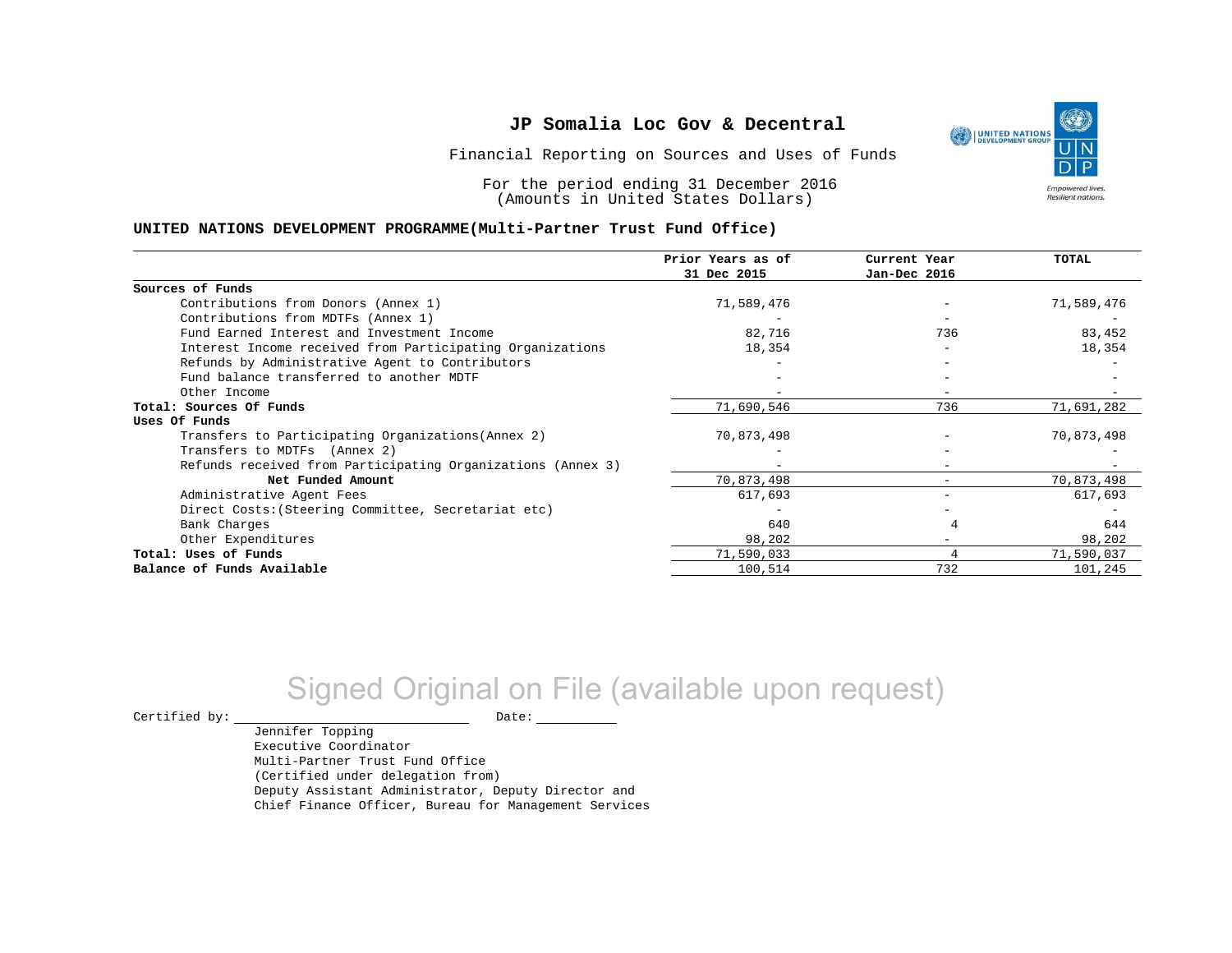# JP Somalia Loc Gov & Decentral

Financial Reporting on Sources and Uses of Funds

For the period ending 31 December 2016
(Amounts in United States Dollars)

**UNITED NATIONS DEVELOPMENT PROGRAMME(Multi-Partner Trust Fund Office)**

| | Prior Years as of 31 Dec 2015 | Current Year Jan-Dec 2016 | TOTAL |
|---|---|---|---|
| **Sources of Funds** | | | |
| Contributions from Donors (Annex 1) | 71,589,476 | - | 71,589,476 |
| Contributions from MDTFs (Annex 1) | - | - | - |
| Fund Earned Interest and Investment Income | 82,716 | 736 | 83,452 |
| Interest Income received from Participating Organizations | 18,354 | - | 18,354 |
| Refunds by Administrative Agent to Contributors | - | - | - |
| Fund balance transferred to another MDTF | - | - | - |
| Other Income | - | - | - |
| **Total: Sources Of Funds** | 71,690,546 | 736 | 71,691,282 |
| **Uses Of Funds** | | | |
| Transfers to Participating Organizations(Annex 2) | 70,873,498 | - | 70,873,498 |
| Transfers to MDTFs (Annex 2) | - | - | - |
| Refunds received from Participating Organizations (Annex 3) | - | - | - |
| **Net Funded Amount** | 70,873,498 | - | 70,873,498 |
| Administrative Agent Fees | 617,693 | - | 617,693 |
| Direct Costs:(Steering Committee, Secretariat etc) | - | - | - |
| Bank Charges | 640 | 4 | 644 |
| Other Expenditures | 98,202 | - | 98,202 |
| **Total: Uses of Funds** | 71,590,033 | 4 | 71,590,037 |
| **Balance of Funds Available** | 100,514 | 732 | 101,245 |

Signed Original on File (available upon request)

Certified by: \_\_\_\_\_\_\_\_\_\_\_\_\_\_\_\_\_\_\_\_ Date: \_\_\_\_\_\_\_\_

Jennifer Topping
Executive Coordinator
Multi-Partner Trust Fund Office
(Certified under delegation from)
Deputy Assistant Administrator, Deputy Director and
Chief Finance Officer, Bureau for Management Services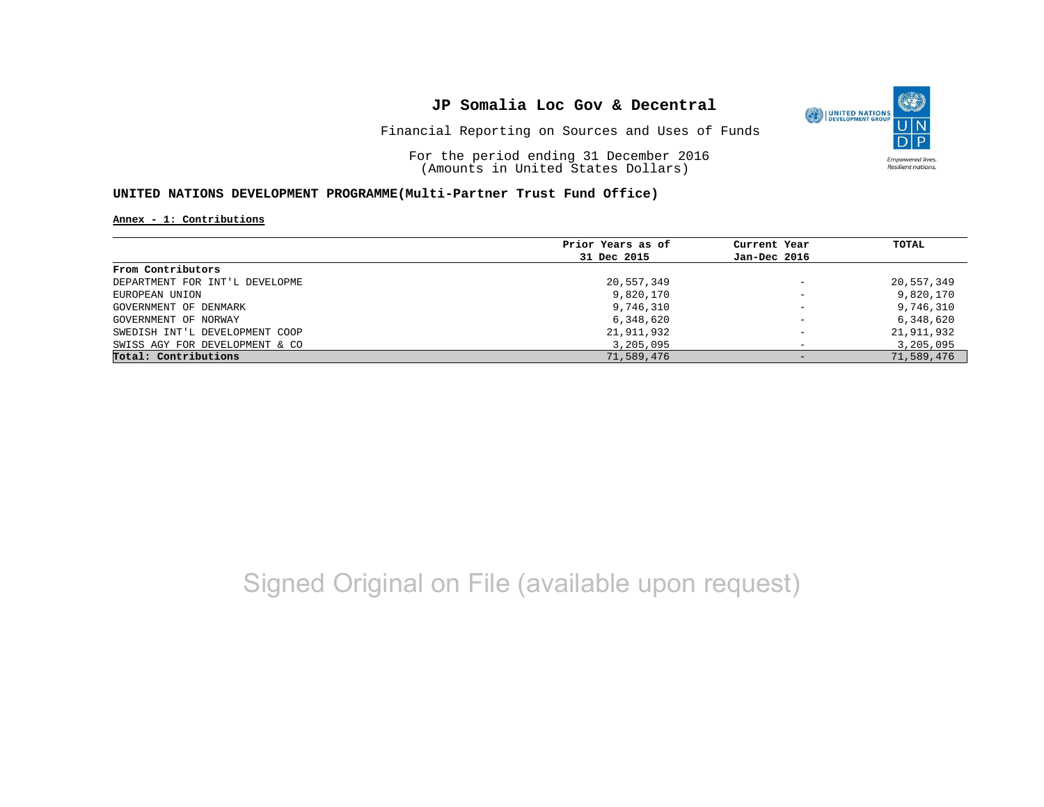# JP Somalia Loc Gov & Decentral

Financial Reporting on Sources and Uses of Funds

For the period ending 31 December 2016
(Amounts in United States Dollars)

**UNITED NATIONS DEVELOPMENT PROGRAMME(Multi-Partner Trust Fund Office)**

**Annex - 1: Contributions**

| | Prior Years as of 31 Dec 2015 | Current Year Jan-Dec 2016 | TOTAL |
|---|---|---|---|
| **From Contributors** | | | |
| DEPARTMENT FOR INT'L DEVELOPME | 20,557,349 | - | 20,557,349 |
| EUROPEAN UNION | 9,820,170 | - | 9,820,170 |
| GOVERNMENT OF DENMARK | 9,746,310 | - | 9,746,310 |
| GOVERNMENT OF NORWAY | 6,348,620 | - | 6,348,620 |
| SWEDISH INT'L DEVELOPMENT COOP | 21,911,932 | - | 21,911,932 |
| SWISS AGY FOR DEVELOPMENT & CO | 3,205,095 | - | 3,205,095 |
| **Total: Contributions** | 71,589,476 | - | 71,589,476 |

Signed Original on File (available upon request)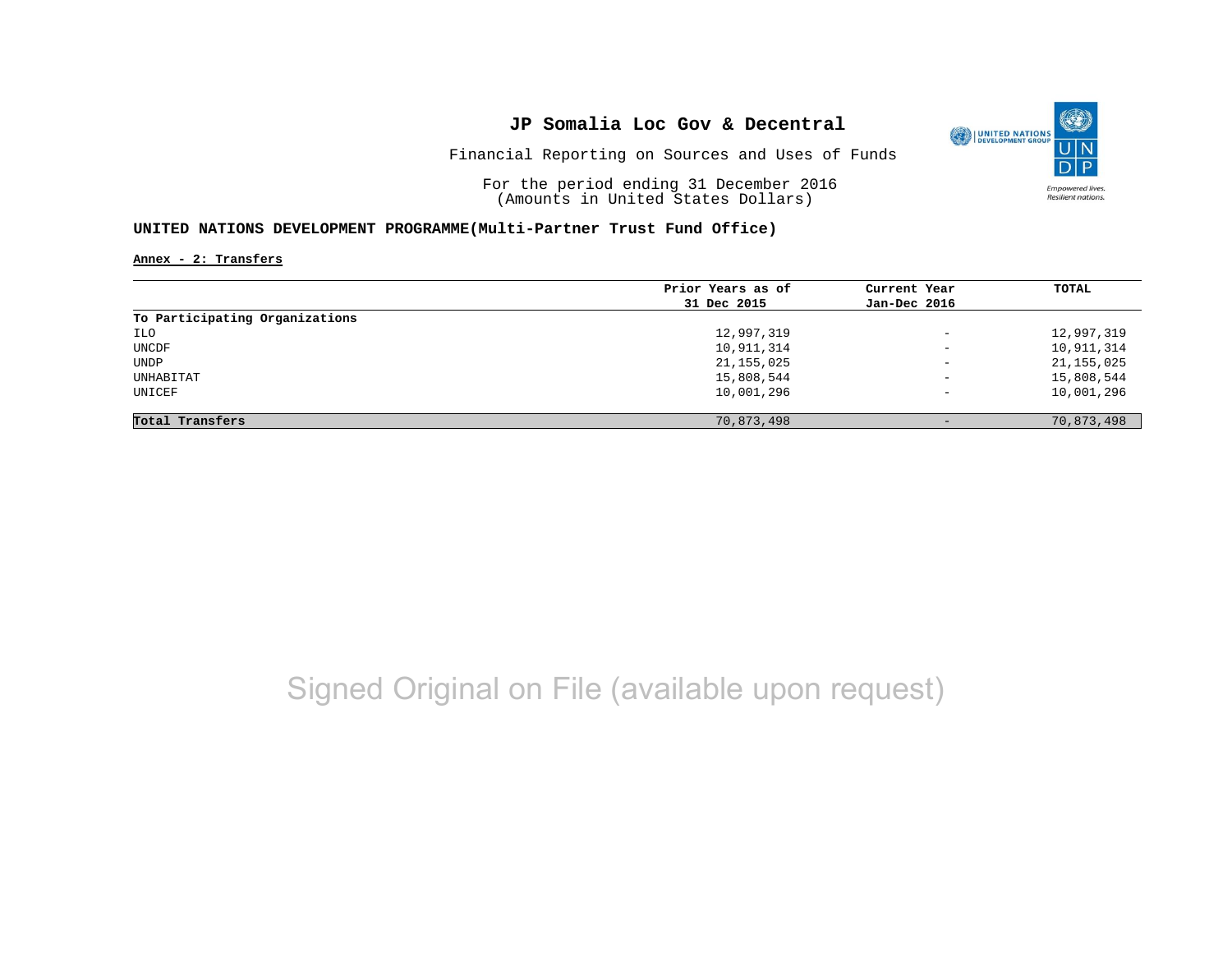# JP Somalia Loc Gov & Decentral

Financial Reporting on Sources and Uses of Funds

For the period ending 31 December 2016
(Amounts in United States Dollars)

**UNITED NATIONS DEVELOPMENT PROGRAMME(Multi-Partner Trust Fund Office)**

**Annex - 2: Transfers**

| | Prior Years as of 31 Dec 2015 | Current Year Jan-Dec 2016 | TOTAL |
|---|---|---|---|
| **To Participating Organizations** | | | |
| ILO | 12,997,319 | - | 12,997,319 |
| UNCDF | 10,911,314 | - | 10,911,314 |
| UNDP | 21,155,025 | - | 21,155,025 |
| UNHABITAT | 15,808,544 | - | 15,808,544 |
| UNICEF | 10,001,296 | - | 10,001,296 |
| **Total Transfers** | 70,873,498 | - | 70,873,498 |

Signed Original on File (available upon request)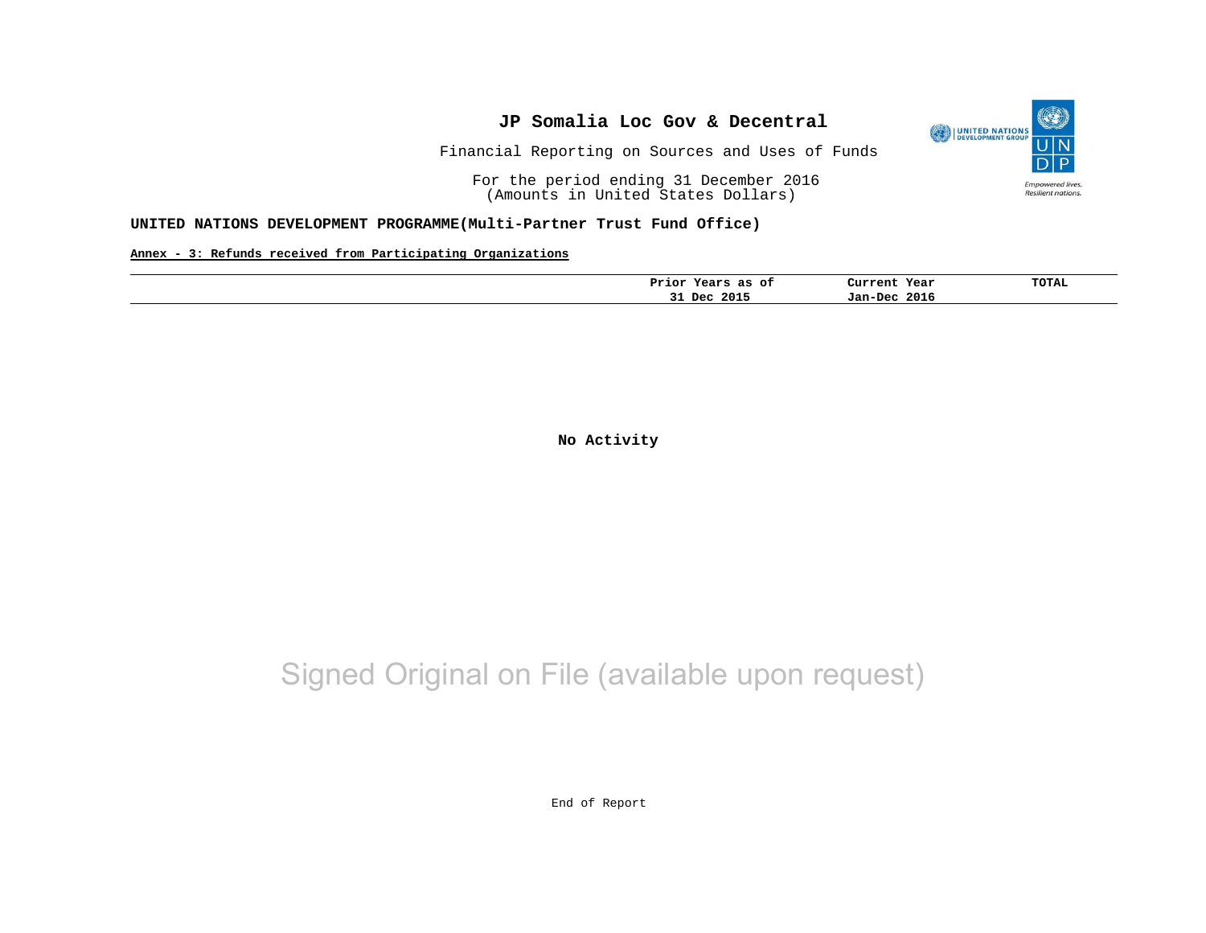# JP Somalia Loc Gov & Decentral

Financial Reporting on Sources and Uses of Funds

For the period ending 31 December 2016
(Amounts in United States Dollars)

**UNITED NATIONS DEVELOPMENT PROGRAMME(Multi-Partner Trust Fund Office)**

**Annex - 3: Refunds received from Participating Organizations**

| | Prior Years as of 31 Dec 2015 | Current Year Jan-Dec 2016 | TOTAL |
|---|---|---|---|

**No Activity**

Signed Original on File (available upon request)

End of Report